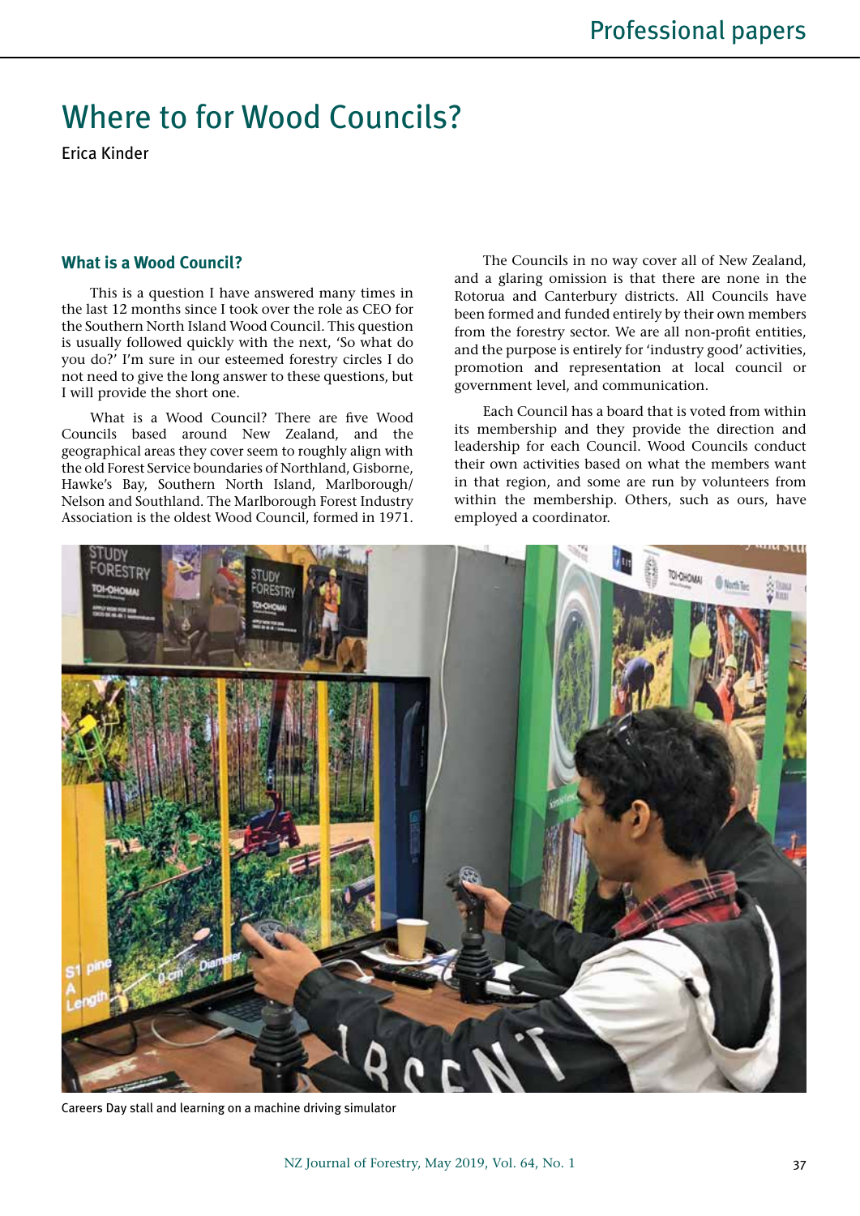# Where to for Wood Councils?

Erica Kinder

## What is a Wood Council?

This is a question I have answered many times in the last 12 months since I took over the role as CEO for the Southern North Island Wood Council. This question is usually followed quickly with the next, 'So what do you do?' I'm sure in our esteemed forestry circles I do not need to give the long answer to these questions, but I will provide the short one.

What is a Wood Council? There are five Wood Councils based around New Zealand, and the geographical areas they cover seem to roughly align with the old Forest Service boundaries of Northland, Gisborne, Hawke's Bay, Southern North Island, Marlborough/Nelson and Southland. The Marlborough Forest Industry Association is the oldest Wood Council, formed in 1971.

The Councils in no way cover all of New Zealand, and a glaring omission is that there are none in the Rotorua and Canterbury districts. All Councils have been formed and funded entirely by their own members from the forestry sector. We are all non-profit entities, and the purpose is entirely for 'industry good' activities, promotion and representation at local council or government level, and communication.

Each Council has a board that is voted from within its membership and they provide the direction and leadership for each Council. Wood Councils conduct their own activities based on what the members want in that region, and some are run by volunteers from within the membership. Others, such as ours, have employed a coordinator.

Careers Day stall and learning on a machine driving simulator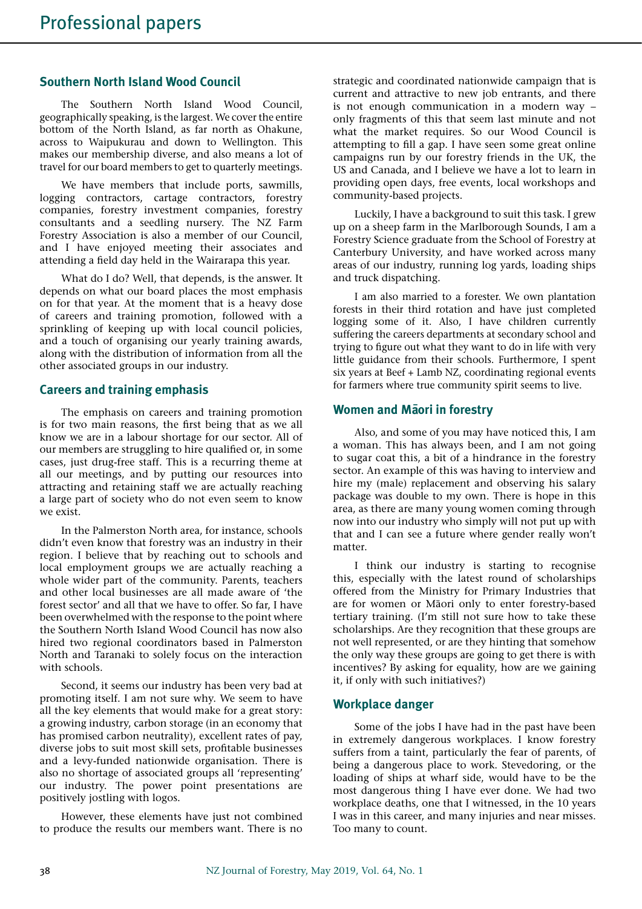## Southern North Island Wood Council

The Southern North Island Wood Council, geographically speaking, is the largest. We cover the entire bottom of the North Island, as far north as Ohakune, across to Waipukurau and down to Wellington. This makes our membership diverse, and also means a lot of travel for our board members to get to quarterly meetings.

We have members that include ports, sawmills, logging contractors, cartage contractors, forestry companies, forestry investment companies, forestry consultants and a seedling nursery. The NZ Farm Forestry Association is also a member of our Council, and I have enjoyed meeting their associates and attending a field day held in the Wairarapa this year.

What do I do? Well, that depends, is the answer. It depends on what our board places the most emphasis on for that year. At the moment that is a heavy dose of careers and training promotion, followed with a sprinkling of keeping up with local council policies, and a touch of organising our yearly training awards, along with the distribution of information from all the other associated groups in our industry.

## Careers and training emphasis

The emphasis on careers and training promotion is for two main reasons, the first being that as we all know we are in a labour shortage for our sector. All of our members are struggling to hire qualified or, in some cases, just drug-free staff. This is a recurring theme at all our meetings, and by putting our resources into attracting and retaining staff we are actually reaching a large part of society who do not even seem to know we exist.

In the Palmerston North area, for instance, schools didn't even know that forestry was an industry in their region. I believe that by reaching out to schools and local employment groups we are actually reaching a whole wider part of the community. Parents, teachers and other local businesses are all made aware of 'the forest sector' and all that we have to offer. So far, I have been overwhelmed with the response to the point where the Southern North Island Wood Council has now also hired two regional coordinators based in Palmerston North and Taranaki to solely focus on the interaction with schools.

Second, it seems our industry has been very bad at promoting itself. I am not sure why. We seem to have all the key elements that would make for a great story: a growing industry, carbon storage (in an economy that has promised carbon neutrality), excellent rates of pay, diverse jobs to suit most skill sets, profitable businesses and a levy-funded nationwide organisation. There is also no shortage of associated groups all 'representing' our industry. The power point presentations are positively jostling with logos.

However, these elements have just not combined to produce the results our members want. There is no strategic and coordinated nationwide campaign that is current and attractive to new job entrants, and there is not enough communication in a modern way – only fragments of this that seem last minute and not what the market requires. So our Wood Council is attempting to fill a gap. I have seen some great online campaigns run by our forestry friends in the UK, the US and Canada, and I believe we have a lot to learn in providing open days, free events, local workshops and community-based projects.

Luckily, I have a background to suit this task. I grew up on a sheep farm in the Marlborough Sounds, I am a Forestry Science graduate from the School of Forestry at Canterbury University, and have worked across many areas of our industry, running log yards, loading ships and truck dispatching.

I am also married to a forester. We own plantation forests in their third rotation and have just completed logging some of it. Also, I have children currently suffering the careers departments at secondary school and trying to figure out what they want to do in life with very little guidance from their schools. Furthermore, I spent six years at Beef + Lamb NZ, coordinating regional events for farmers where true community spirit seems to live.

## Women and Māori in forestry

Also, and some of you may have noticed this, I am a woman. This has always been, and I am not going to sugar coat this, a bit of a hindrance in the forestry sector. An example of this was having to interview and hire my (male) replacement and observing his salary package was double to my own. There is hope in this area, as there are many young women coming through now into our industry who simply will not put up with that and I can see a future where gender really won't matter.

I think our industry is starting to recognise this, especially with the latest round of scholarships offered from the Ministry for Primary Industries that are for women or Māori only to enter forestry-based tertiary training. (I'm still not sure how to take these scholarships. Are they recognition that these groups are not well represented, or are they hinting that somehow the only way these groups are going to get there is with incentives? By asking for equality, how are we gaining it, if only with such initiatives?)

## Workplace danger

Some of the jobs I have had in the past have been in extremely dangerous workplaces. I know forestry suffers from a taint, particularly the fear of parents, of being a dangerous place to work. Stevedoring, or the loading of ships at wharf side, would have to be the most dangerous thing I have ever done. We had two workplace deaths, one that I witnessed, in the 10 years I was in this career, and many injuries and near misses. Too many to count.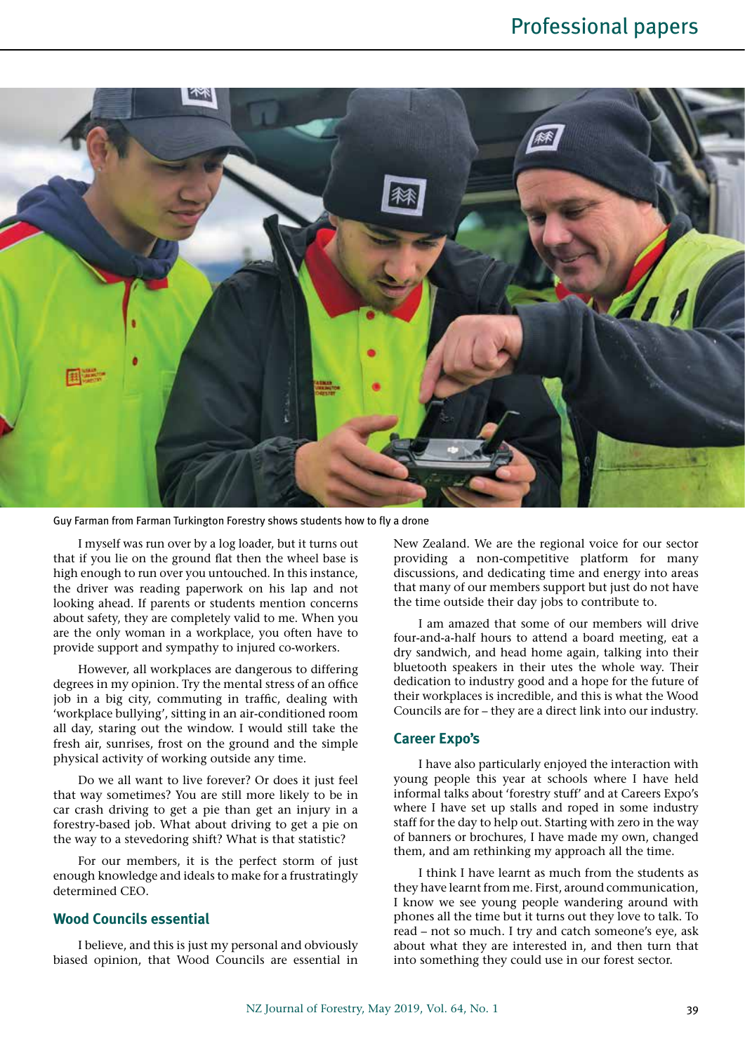Guy Farman from Farman Turkington Forestry shows students how to fly a drone

I myself was run over by a log loader, but it turns out that if you lie on the ground flat then the wheel base is high enough to run over you untouched. In this instance, the driver was reading paperwork on his lap and not looking ahead. If parents or students mention concerns about safety, they are completely valid to me. When you are the only woman in a workplace, you often have to provide support and sympathy to injured co-workers.

However, all workplaces are dangerous to differing degrees in my opinion. Try the mental stress of an office job in a big city, commuting in traffic, dealing with 'workplace bullying', sitting in an air-conditioned room all day, staring out the window. I would still take the fresh air, sunrises, frost on the ground and the simple physical activity of working outside any time.

Do we all want to live forever? Or does it just feel that way sometimes? You are still more likely to be in car crash driving to get a pie than get an injury in a forestry-based job. What about driving to get a pie on the way to a stevedoring shift? What is that statistic?

For our members, it is the perfect storm of just enough knowledge and ideals to make for a frustratingly determined CEO.

## Wood Councils essential

I believe, and this is just my personal and obviously biased opinion, that Wood Councils are essential in New Zealand. We are the regional voice for our sector providing a non-competitive platform for many discussions, and dedicating time and energy into areas that many of our members support but just do not have the time outside their day jobs to contribute to.

I am amazed that some of our members will drive four-and-a-half hours to attend a board meeting, eat a dry sandwich, and head home again, talking into their bluetooth speakers in their utes the whole way. Their dedication to industry good and a hope for the future of their workplaces is incredible, and this is what the Wood Councils are for – they are a direct link into our industry.

## Career Expo's

I have also particularly enjoyed the interaction with young people this year at schools where I have held informal talks about 'forestry stuff' and at Careers Expo's where I have set up stalls and roped in some industry staff for the day to help out. Starting with zero in the way of banners or brochures, I have made my own, changed them, and am rethinking my approach all the time.

I think I have learnt as much from the students as they have learnt from me. First, around communication, I know we see young people wandering around with phones all the time but it turns out they love to talk. To read – not so much. I try and catch someone's eye, ask about what they are interested in, and then turn that into something they could use in our forest sector.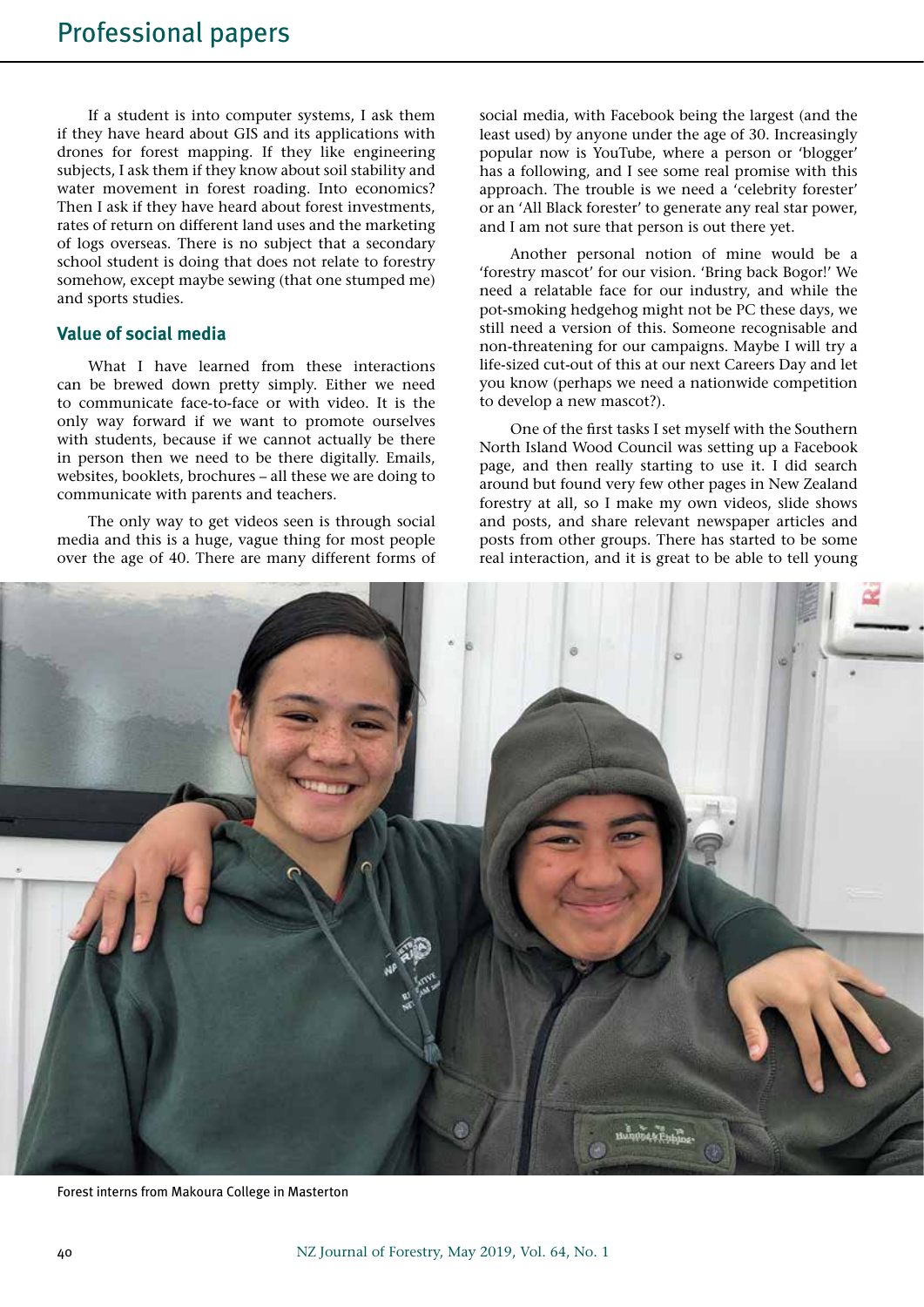If a student is into computer systems, I ask them if they have heard about GIS and its applications with drones for forest mapping. If they like engineering subjects, I ask them if they know about soil stability and water movement in forest roading. Into economics? Then I ask if they have heard about forest investments, rates of return on different land uses and the marketing of logs overseas. There is no subject that a secondary school student is doing that does not relate to forestry somehow, except maybe sewing (that one stumped me) and sports studies.

## Value of social media

What I have learned from these interactions can be brewed down pretty simply. Either we need to communicate face-to-face or with video. It is the only way forward if we want to promote ourselves with students, because if we cannot actually be there in person then we need to be there digitally. Emails, websites, booklets, brochures – all these we are doing to communicate with parents and teachers.

The only way to get videos seen is through social media and this is a huge, vague thing for most people over the age of 40. There are many different forms of social media, with Facebook being the largest (and the least used) by anyone under the age of 30. Increasingly popular now is YouTube, where a person or 'blogger' has a following, and I see some real promise with this approach. The trouble is we need a 'celebrity forester' or an 'All Black forester' to generate any real star power, and I am not sure that person is out there yet.

Another personal notion of mine would be a 'forestry mascot' for our vision. 'Bring back Bogor!' We need a relatable face for our industry, and while the pot-smoking hedgehog might not be PC these days, we still need a version of this. Someone recognisable and non-threatening for our campaigns. Maybe I will try a life-sized cut-out of this at our next Careers Day and let you know (perhaps we need a nationwide competition to develop a new mascot?).

One of the first tasks I set myself with the Southern North Island Wood Council was setting up a Facebook page, and then really starting to use it. I did search around but found very few other pages in New Zealand forestry at all, so I make my own videos, slide shows and posts, and share relevant newspaper articles and posts from other groups. There has started to be some real interaction, and it is great to be able to tell young

Forest interns from Makoura College in Masterton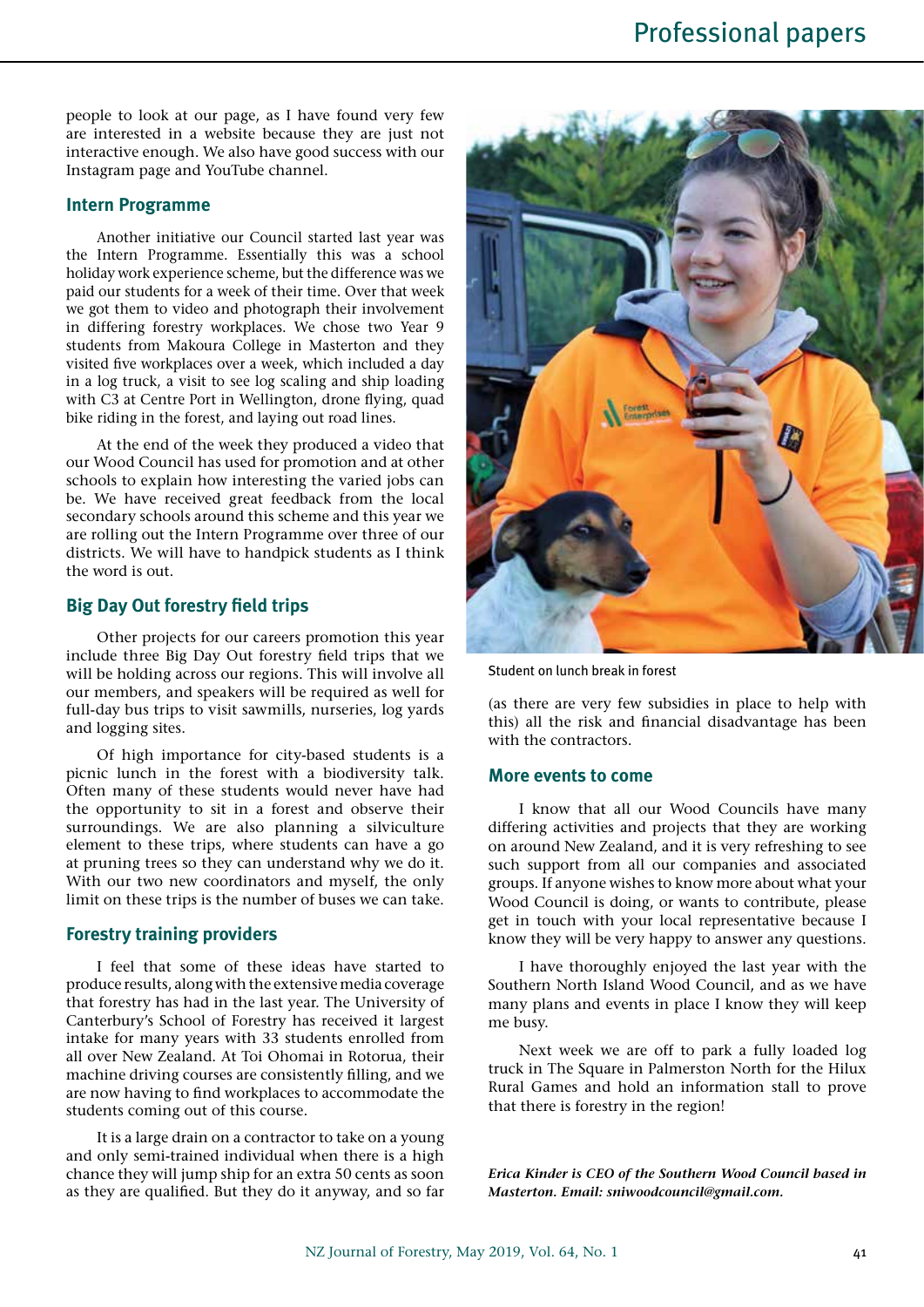people to look at our page, as I have found very few are interested in a website because they are just not interactive enough. We also have good success with our Instagram page and YouTube channel.

### Intern Programme

Another initiative our Council started last year was the Intern Programme. Essentially this was a school holiday work experience scheme, but the difference was we paid our students for a week of their time. Over that week we got them to video and photograph their involvement in differing forestry workplaces. We chose two Year 9 students from Makoura College in Masterton and they visited five workplaces over a week, which included a day in a log truck, a visit to see log scaling and ship loading with C3 at Centre Port in Wellington, drone flying, quad bike riding in the forest, and laying out road lines.

At the end of the week they produced a video that our Wood Council has used for promotion and at other schools to explain how interesting the varied jobs can be. We have received great feedback from the local secondary schools around this scheme and this year we are rolling out the Intern Programme over three of our districts. We will have to handpick students as I think the word is out.

### Big Day Out forestry field trips

Other projects for our careers promotion this year include three Big Day Out forestry field trips that we will be holding across our regions. This will involve all our members, and speakers will be required as well for full-day bus trips to visit sawmills, nurseries, log yards and logging sites.

Of high importance for city-based students is a picnic lunch in the forest with a biodiversity talk. Often many of these students would never have had the opportunity to sit in a forest and observe their surroundings. We are also planning a silviculture element to these trips, where students can have a go at pruning trees so they can understand why we do it. With our two new coordinators and myself, the only limit on these trips is the number of buses we can take.

### Forestry training providers

I feel that some of these ideas have started to produce results, along with the extensive media coverage that forestry has had in the last year. The University of Canterbury's School of Forestry has received it largest intake for many years with 33 students enrolled from all over New Zealand. At Toi Ohomai in Rotorua, their machine driving courses are consistently filling, and we are now having to find workplaces to accommodate the students coming out of this course.

It is a large drain on a contractor to take on a young and only semi-trained individual when there is a high chance they will jump ship for an extra 50 cents as soon as they are qualified. But they do it anyway, and so far (as there are very few subsidies in place to help with this) all the risk and financial disadvantage has been with the contractors.

Student on lunch break in forest

### More events to come

I know that all our Wood Councils have many differing activities and projects that they are working on around New Zealand, and it is very refreshing to see such support from all our companies and associated groups. If anyone wishes to know more about what your Wood Council is doing, or wants to contribute, please get in touch with your local representative because I know they will be very happy to answer any questions.

I have thoroughly enjoyed the last year with the Southern North Island Wood Council, and as we have many plans and events in place I know they will keep me busy.

Next week we are off to park a fully loaded log truck in The Square in Palmerston North for the Hilux Rural Games and hold an information stall to prove that there is forestry in the region!

***Erica Kinder is CEO of the Southern Wood Council based in Masterton. Email: sniwoodcouncil@gmail.com.***